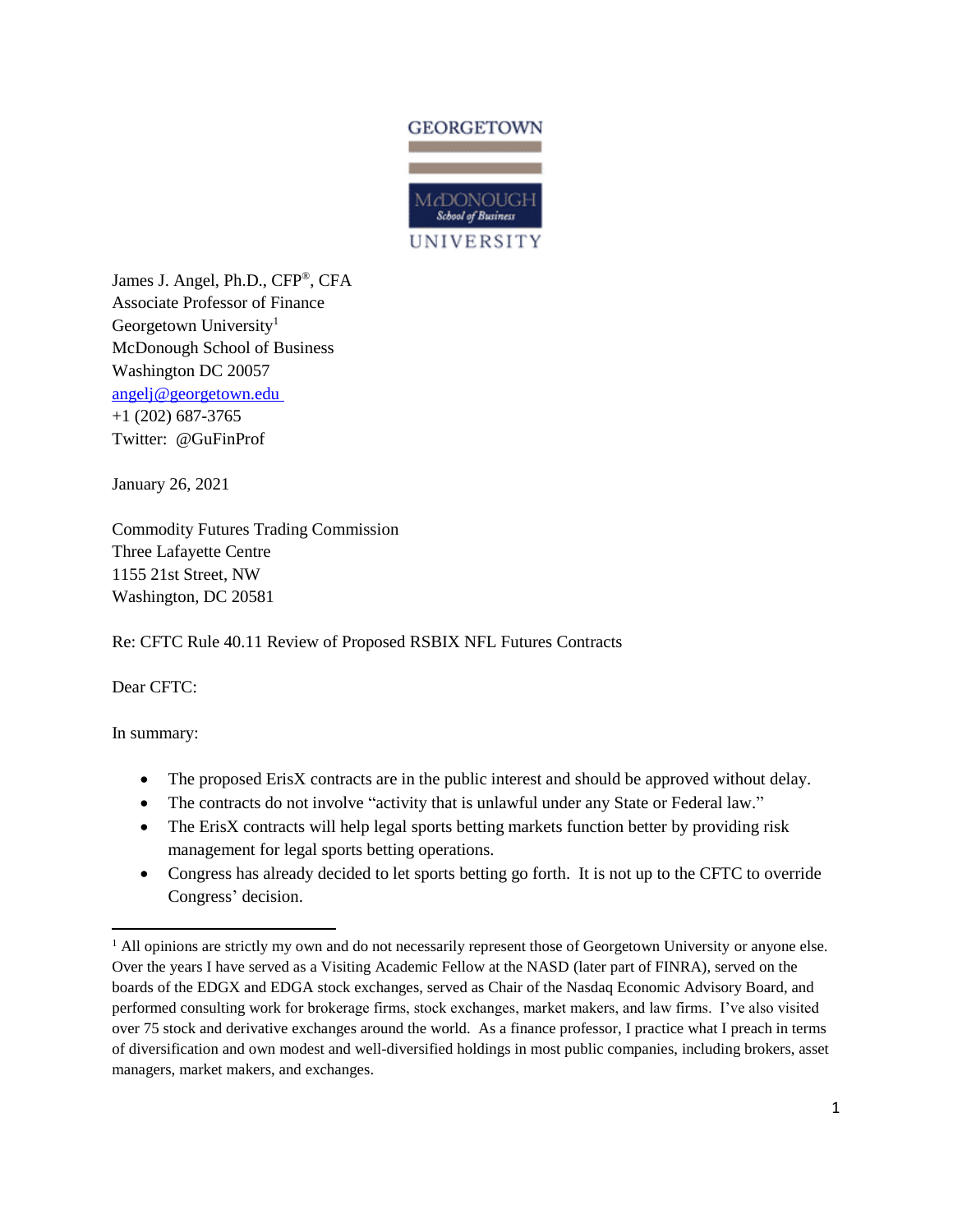GEORGETOWN

McDONOUGH
School of Business

UNIVERSITY

James J. Angel, Ph.D., CFP®, CFA
Associate Professor of Finance
Georgetown University[1]
McDonough School of Business
Washington DC 20057
angelj@georgetown.edu
+1 (202) 687-3765
Twitter: @GuFinProf

January 26, 2021

Commodity Futures Trading Commission
Three Lafayette Centre
1155 21st Street, NW
Washington, DC 20581

Re: CFTC Rule 40.11 Review of Proposed RSBIX NFL Futures Contracts

Dear CFTC:

In summary:

- The proposed ErisX contracts are in the public interest and should be approved without delay.
- The contracts do not involve "activity that is unlawful under any State or Federal law."
- The ErisX contracts will help legal sports betting markets function better by providing risk management for legal sports betting operations.
- Congress has already decided to let sports betting go forth. It is not up to the CFTC to override Congress' decision.

[1] All opinions are strictly my own and do not necessarily represent those of Georgetown University or anyone else. Over the years I have served as a Visiting Academic Fellow at the NASD (later part of FINRA), served on the boards of the EDGX and EDGA stock exchanges, served as Chair of the Nasdaq Economic Advisory Board, and performed consulting work for brokerage firms, stock exchanges, market makers, and law firms. I've also visited over 75 stock and derivative exchanges around the world. As a finance professor, I practice what I preach in terms of diversification and own modest and well-diversified holdings in most public companies, including brokers, asset managers, market makers, and exchanges.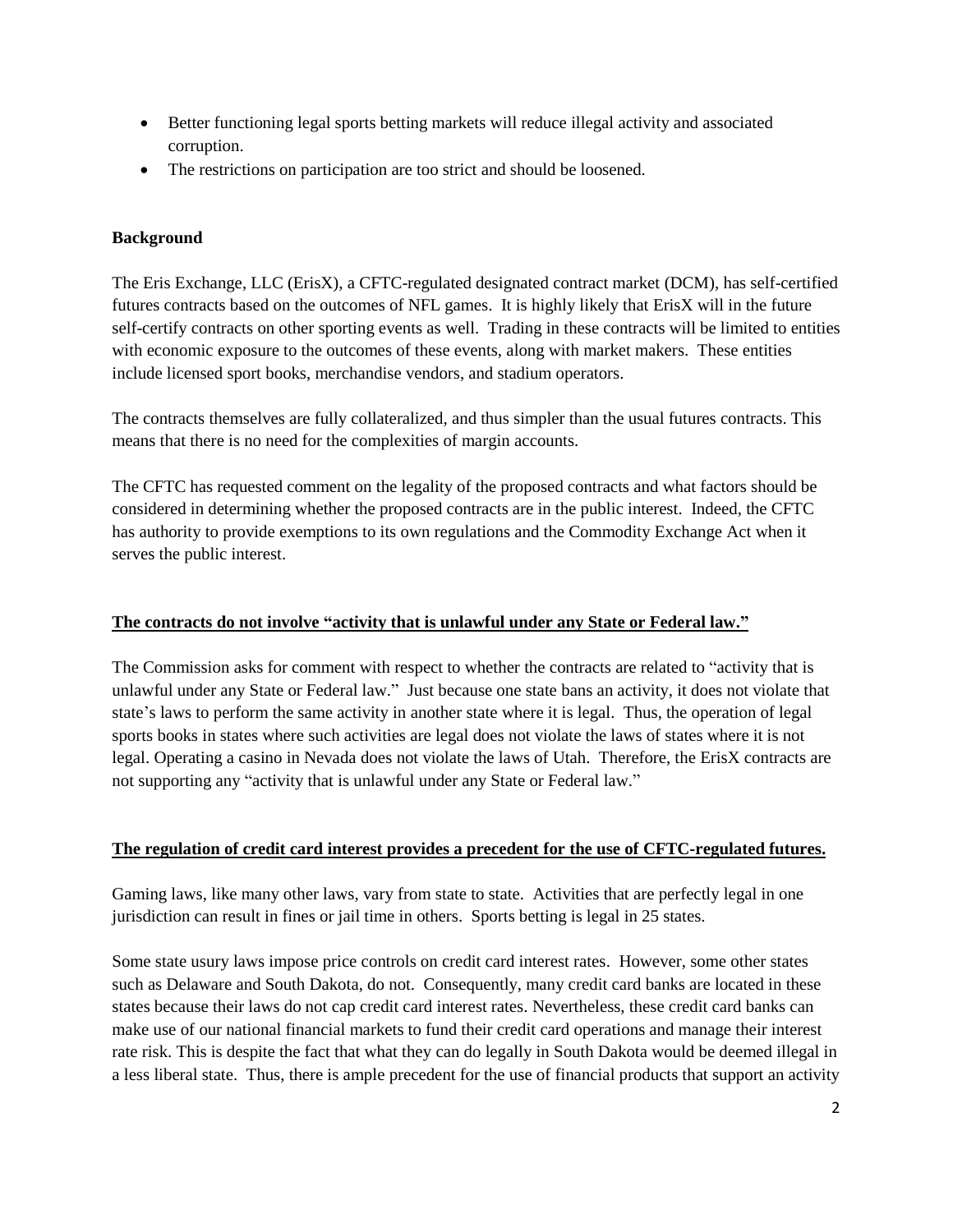- Better functioning legal sports betting markets will reduce illegal activity and associated corruption.
- The restrictions on participation are too strict and should be loosened.

**Background**

The Eris Exchange, LLC (ErisX), a CFTC-regulated designated contract market (DCM), has self-certified futures contracts based on the outcomes of NFL games. It is highly likely that ErisX will in the future self-certify contracts on other sporting events as well. Trading in these contracts will be limited to entities with economic exposure to the outcomes of these events, along with market makers. These entities include licensed sport books, merchandise vendors, and stadium operators.

The contracts themselves are fully collateralized, and thus simpler than the usual futures contracts. This means that there is no need for the complexities of margin accounts.

The CFTC has requested comment on the legality of the proposed contracts and what factors should be considered in determining whether the proposed contracts are in the public interest. Indeed, the CFTC has authority to provide exemptions to its own regulations and the Commodity Exchange Act when it serves the public interest.

**<u>The contracts do not involve "activity that is unlawful under any State or Federal law."</u>**

The Commission asks for comment with respect to whether the contracts are related to "activity that is unlawful under any State or Federal law." Just because one state bans an activity, it does not violate that state's laws to perform the same activity in another state where it is legal. Thus, the operation of legal sports books in states where such activities are legal does not violate the laws of states where it is not legal. Operating a casino in Nevada does not violate the laws of Utah. Therefore, the ErisX contracts are not supporting any "activity that is unlawful under any State or Federal law."

**<u>The regulation of credit card interest provides a precedent for the use of CFTC-regulated futures.</u>**

Gaming laws, like many other laws, vary from state to state. Activities that are perfectly legal in one jurisdiction can result in fines or jail time in others. Sports betting is legal in 25 states.

Some state usury laws impose price controls on credit card interest rates. However, some other states such as Delaware and South Dakota, do not. Consequently, many credit card banks are located in these states because their laws do not cap credit card interest rates. Nevertheless, these credit card banks can make use of our national financial markets to fund their credit card operations and manage their interest rate risk. This is despite the fact that what they can do legally in South Dakota would be deemed illegal in a less liberal state. Thus, there is ample precedent for the use of financial products that support an activity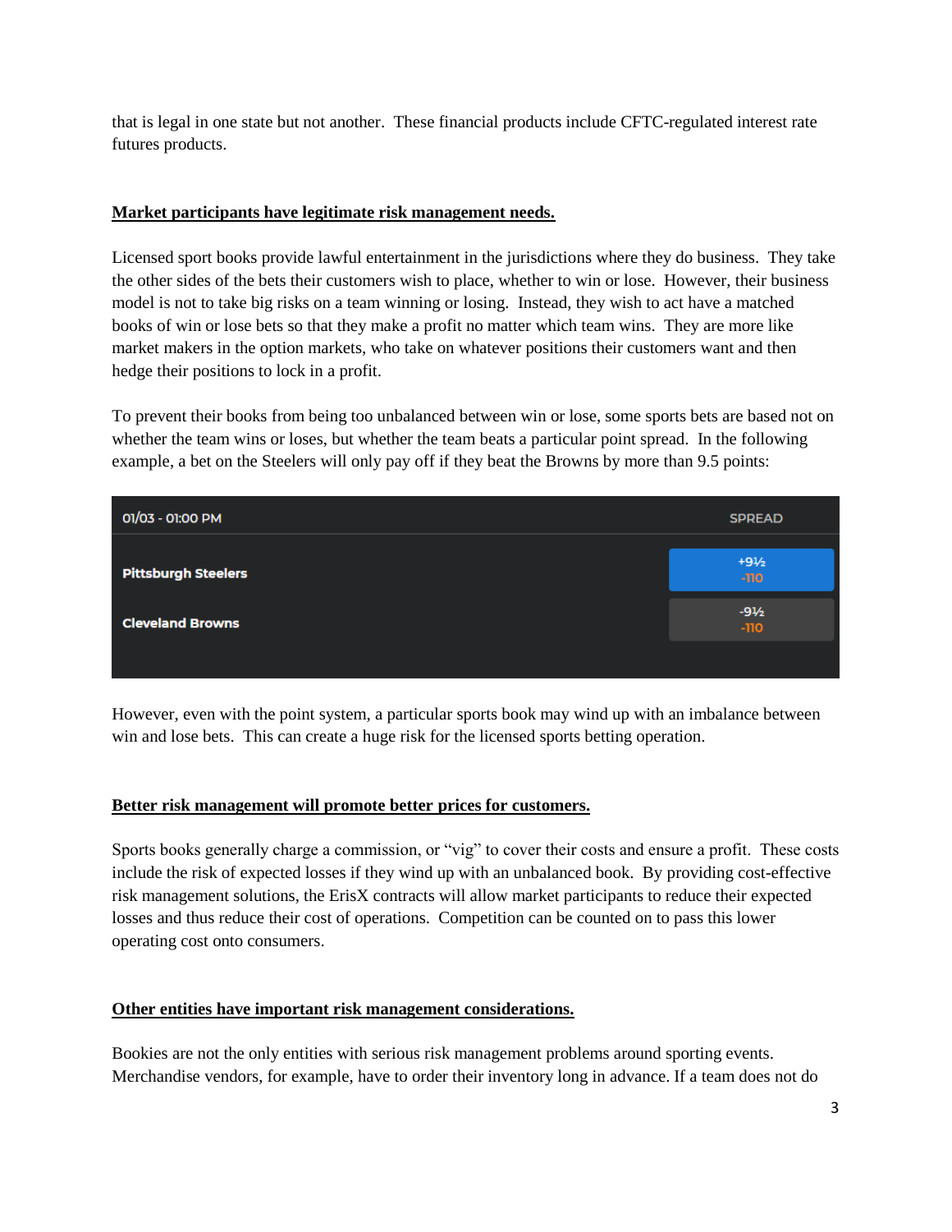that is legal in one state but not another. These financial products include CFTC-regulated interest rate futures products.

**Market participants have legitimate risk management needs.**

Licensed sport books provide lawful entertainment in the jurisdictions where they do business. They take the other sides of the bets their customers wish to place, whether to win or lose. However, their business model is not to take big risks on a team winning or losing. Instead, they wish to act have a matched books of win or lose bets so that they make a profit no matter which team wins. They are more like market makers in the option markets, who take on whatever positions their customers want and then hedge their positions to lock in a profit.

To prevent their books from being too unbalanced between win or lose, some sports bets are based not on whether the team wins or loses, but whether the team beats a particular point spread. In the following example, a bet on the Steelers will only pay off if they beat the Browns by more than 9.5 points:

| 01/03 - 01:00 PM | SPREAD |
|---|---|
| Pittsburgh Steelers | +9½ -110 |
| Cleveland Browns | -9½ -110 |

However, even with the point system, a particular sports book may wind up with an imbalance between win and lose bets. This can create a huge risk for the licensed sports betting operation.

**Better risk management will promote better prices for customers.**

Sports books generally charge a commission, or "vig" to cover their costs and ensure a profit. These costs include the risk of expected losses if they wind up with an unbalanced book. By providing cost-effective risk management solutions, the ErisX contracts will allow market participants to reduce their expected losses and thus reduce their cost of operations. Competition can be counted on to pass this lower operating cost onto consumers.

**Other entities have important risk management considerations.**

Bookies are not the only entities with serious risk management problems around sporting events. Merchandise vendors, for example, have to order their inventory long in advance. If a team does not do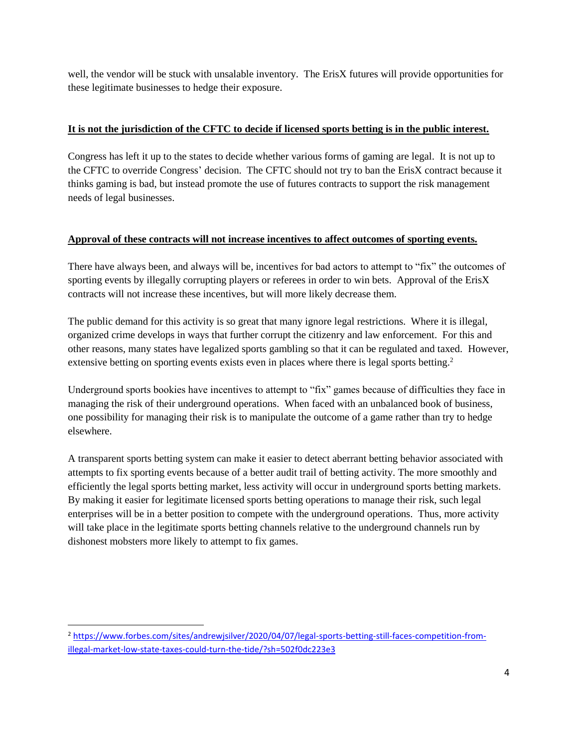well, the vendor will be stuck with unsalable inventory. The ErisX futures will provide opportunities for these legitimate businesses to hedge their exposure.

**<u>It is not the jurisdiction of the CFTC to decide if licensed sports betting is in the public interest.</u>**

Congress has left it up to the states to decide whether various forms of gaming are legal. It is not up to the CFTC to override Congress' decision. The CFTC should not try to ban the ErisX contract because it thinks gaming is bad, but instead promote the use of futures contracts to support the risk management needs of legal businesses.

**<u>Approval of these contracts will not increase incentives to affect outcomes of sporting events.</u>**

There have always been, and always will be, incentives for bad actors to attempt to "fix" the outcomes of sporting events by illegally corrupting players or referees in order to win bets. Approval of the ErisX contracts will not increase these incentives, but will more likely decrease them.

The public demand for this activity is so great that many ignore legal restrictions. Where it is illegal, organized crime develops in ways that further corrupt the citizenry and law enforcement. For this and other reasons, many states have legalized sports gambling so that it can be regulated and taxed. However, extensive betting on sporting events exists even in places where there is legal sports betting.[2]

Underground sports bookies have incentives to attempt to "fix" games because of difficulties they face in managing the risk of their underground operations. When faced with an unbalanced book of business, one possibility for managing their risk is to manipulate the outcome of a game rather than try to hedge elsewhere.

A transparent sports betting system can make it easier to detect aberrant betting behavior associated with attempts to fix sporting events because of a better audit trail of betting activity. The more smoothly and efficiently the legal sports betting market, less activity will occur in underground sports betting markets. By making it easier for legitimate licensed sports betting operations to manage their risk, such legal enterprises will be in a better position to compete with the underground operations. Thus, more activity will take place in the legitimate sports betting channels relative to the underground channels run by dishonest mobsters more likely to attempt to fix games.

---

[2] https://www.forbes.com/sites/andrewjsilver/2020/04/07/legal-sports-betting-still-faces-competition-from-illegal-market-low-state-taxes-could-turn-the-tide/?sh=502f0dc223e3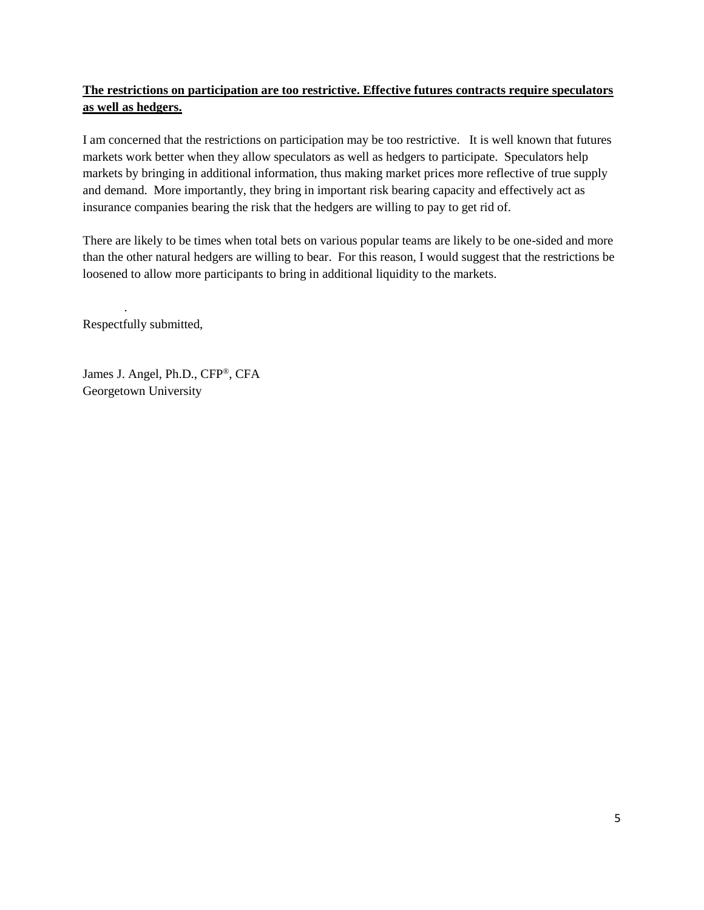**The restrictions on participation are too restrictive. Effective futures contracts require speculators as well as hedgers.**

I am concerned that the restrictions on participation may be too restrictive. It is well known that futures markets work better when they allow speculators as well as hedgers to participate. Speculators help markets by bringing in additional information, thus making market prices more reflective of true supply and demand. More importantly, they bring in important risk bearing capacity and effectively act as insurance companies bearing the risk that the hedgers are willing to pay to get rid of.

There are likely to be times when total bets on various popular teams are likely to be one-sided and more than the other natural hedgers are willing to bear. For this reason, I would suggest that the restrictions be loosened to allow more participants to bring in additional liquidity to the markets.

.

Respectfully submitted,

James J. Angel, Ph.D., CFP®, CFA
Georgetown University